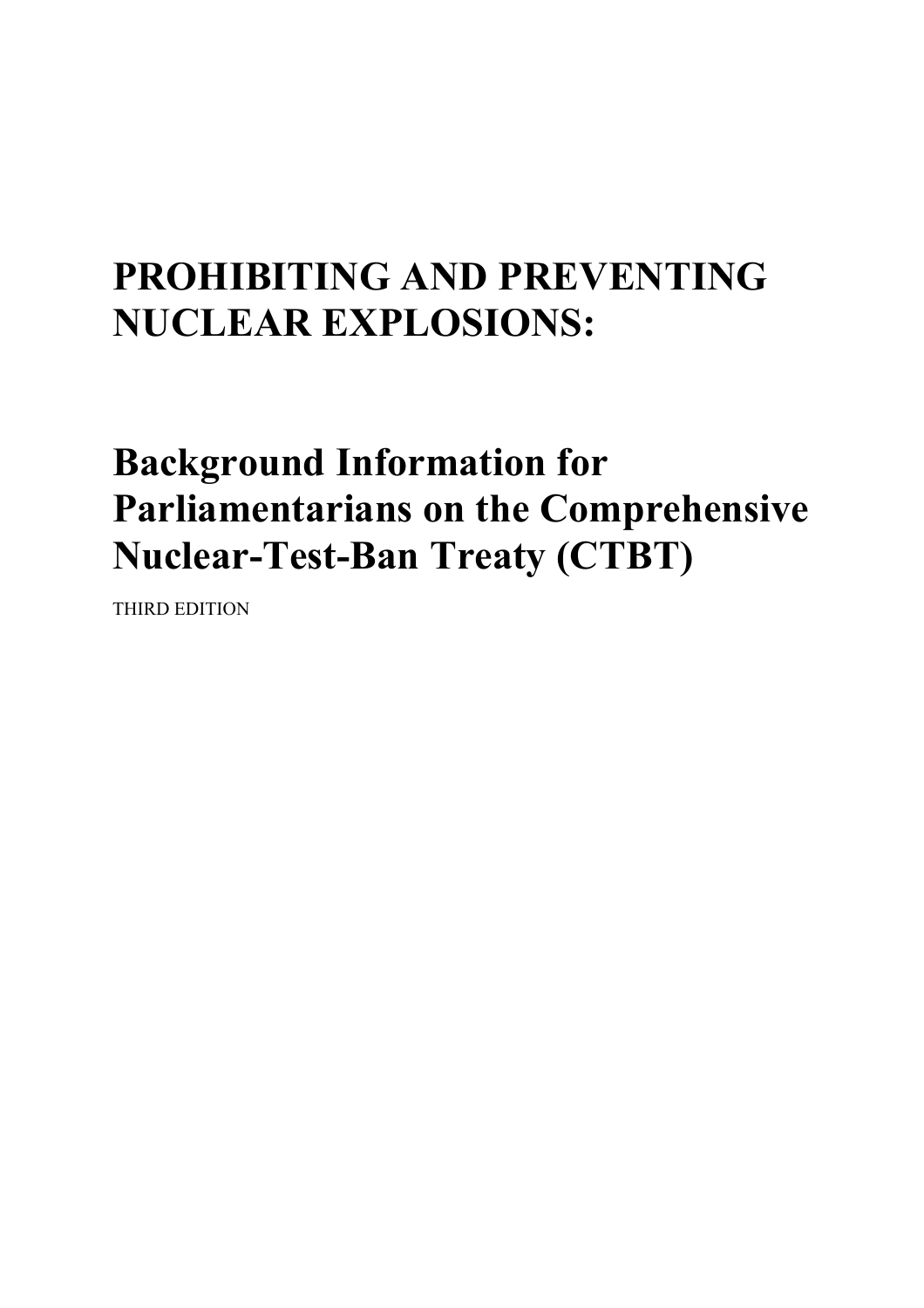# PROHIBITING AND PREVENTING NUCLEAR EXPLOSIONS:

# Background Information for Parliamentarians on the Comprehensive Nuclear-Test-Ban Treaty (CTBT)

THIRD EDITION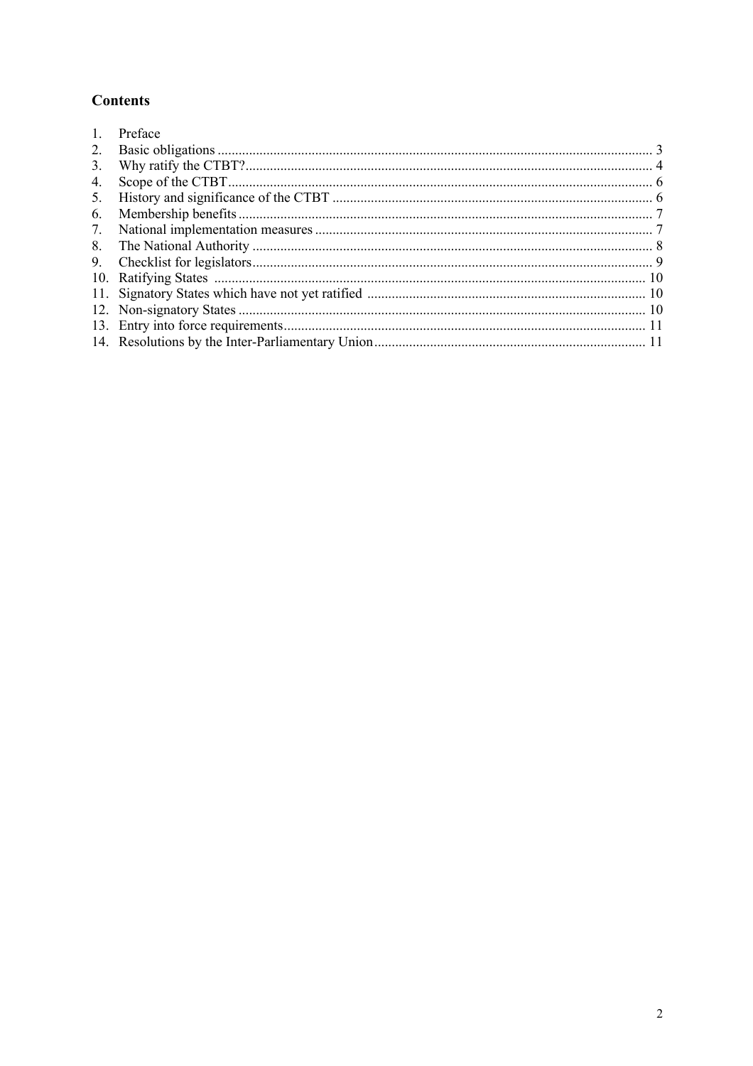## Contents

1. Preface
2. Basic obligations ........................................................................................................................ 3
3. Why ratify the CTBT?................................................................................................................. 4
4. Scope of the CTBT...................................................................................................................... 6
5. History and significance of the CTBT ........................................................................................ 6
6. Membership benefits ................................................................................................................... 7
7. National implementation measures ............................................................................................. 7
8. The National Authority ............................................................................................................... 8
9. Checklist for legislators............................................................................................................... 9
10. Ratifying States ........................................................................................................................ 10
11. Signatory States which have not yet ratified ............................................................................ 10
12. Non-signatory States ................................................................................................................. 10
13. Entry into force requirements.................................................................................................... 11
14. Resolutions by the Inter-Parliamentary Union.......................................................................... 11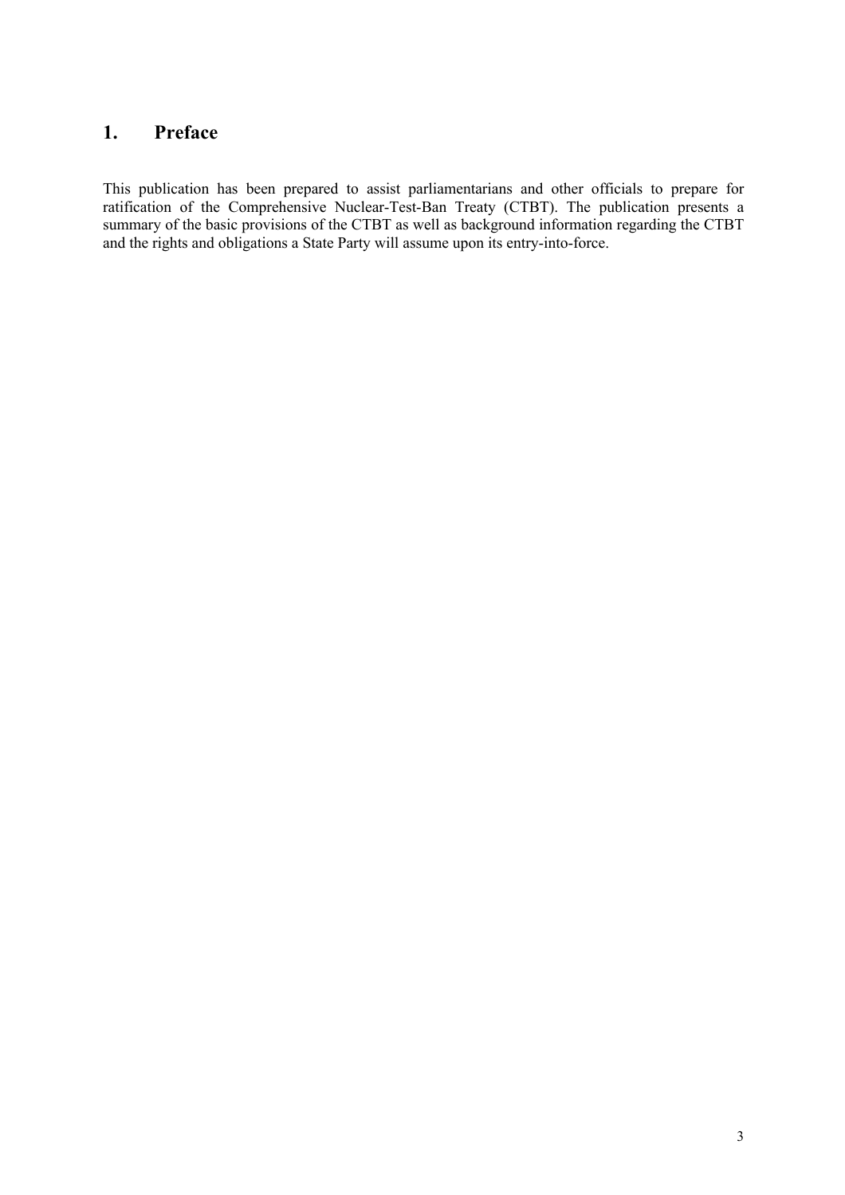# 1. Preface

This publication has been prepared to assist parliamentarians and other officials to prepare for ratification of the Comprehensive Nuclear-Test-Ban Treaty (CTBT). The publication presents a summary of the basic provisions of the CTBT as well as background information regarding the CTBT and the rights and obligations a State Party will assume upon its entry-into-force.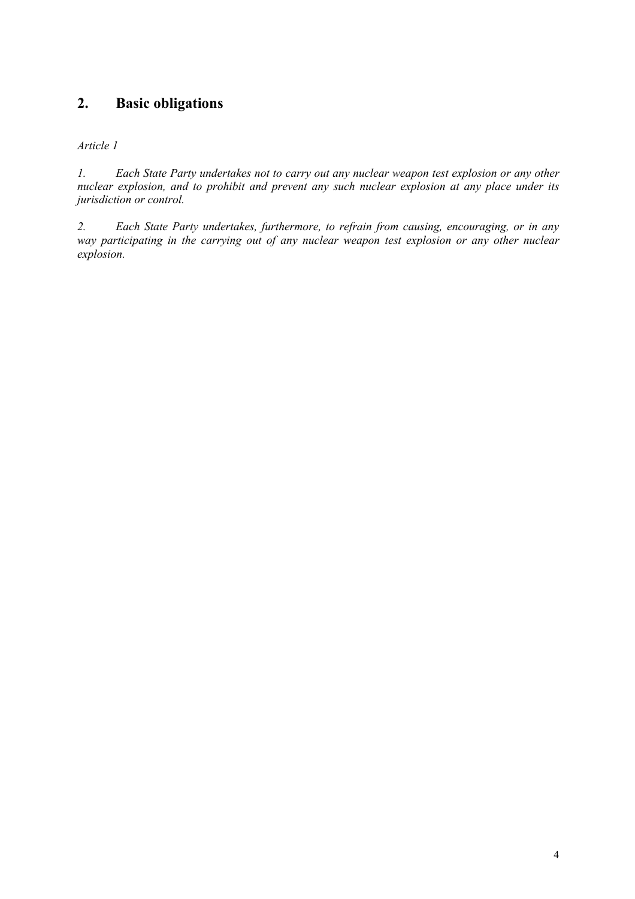## 2. Basic obligations

*Article 1*

*1. Each State Party undertakes not to carry out any nuclear weapon test explosion or any other nuclear explosion, and to prohibit and prevent any such nuclear explosion at any place under its jurisdiction or control.*

*2. Each State Party undertakes, furthermore, to refrain from causing, encouraging, or in any way participating in the carrying out of any nuclear weapon test explosion or any other nuclear explosion.*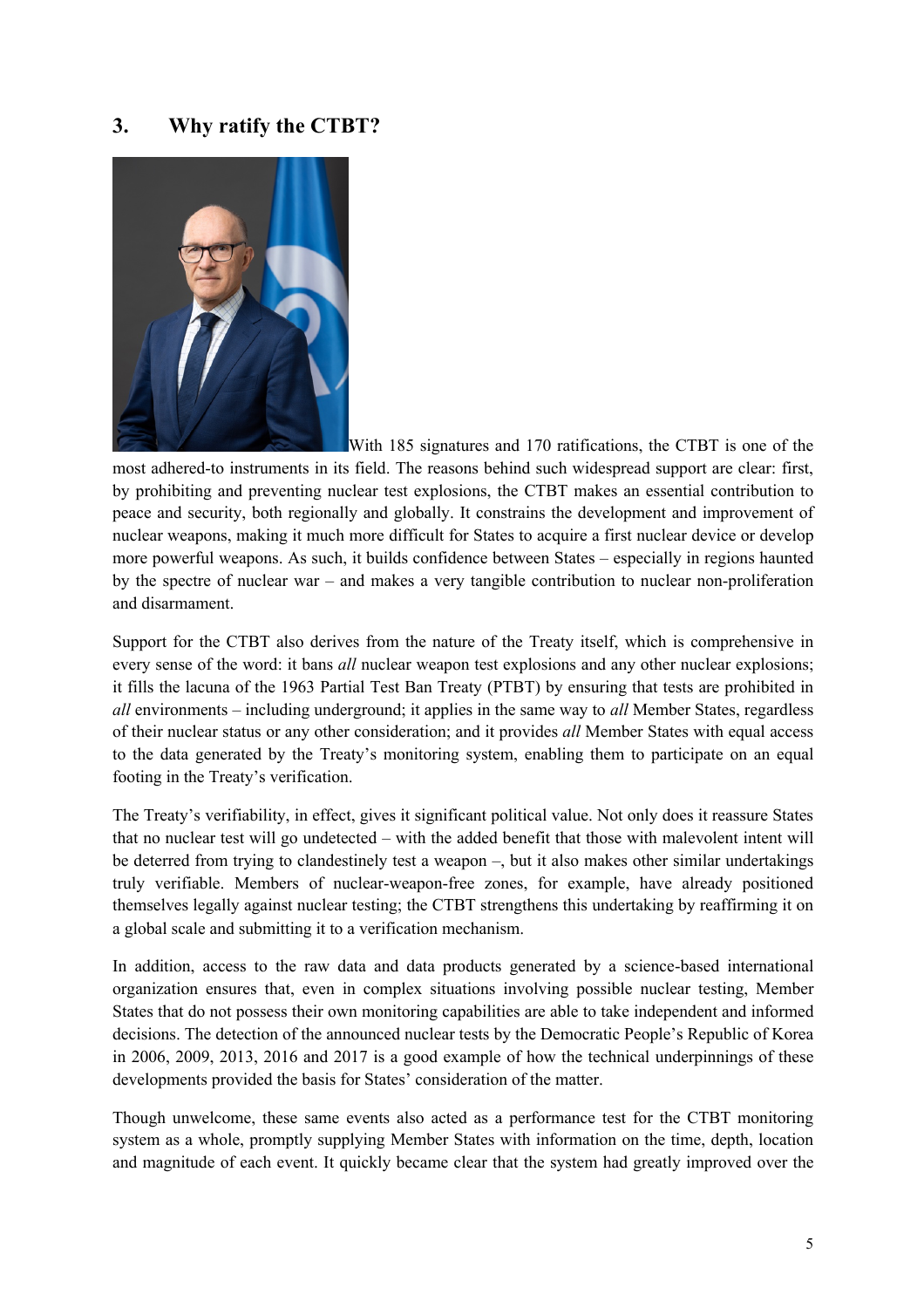## 3. Why ratify the CTBT?

With 185 signatures and 170 ratifications, the CTBT is one of the most adhered-to instruments in its field. The reasons behind such widespread support are clear: first, by prohibiting and preventing nuclear test explosions, the CTBT makes an essential contribution to peace and security, both regionally and globally. It constrains the development and improvement of nuclear weapons, making it much more difficult for States to acquire a first nuclear device or develop more powerful weapons. As such, it builds confidence between States – especially in regions haunted by the spectre of nuclear war – and makes a very tangible contribution to nuclear non-proliferation and disarmament.

Support for the CTBT also derives from the nature of the Treaty itself, which is comprehensive in every sense of the word: it bans *all* nuclear weapon test explosions and any other nuclear explosions; it fills the lacuna of the 1963 Partial Test Ban Treaty (PTBT) by ensuring that tests are prohibited in *all* environments – including underground; it applies in the same way to *all* Member States, regardless of their nuclear status or any other consideration; and it provides *all* Member States with equal access to the data generated by the Treaty's monitoring system, enabling them to participate on an equal footing in the Treaty's verification.

The Treaty's verifiability, in effect, gives it significant political value. Not only does it reassure States that no nuclear test will go undetected – with the added benefit that those with malevolent intent will be deterred from trying to clandestinely test a weapon –, but it also makes other similar undertakings truly verifiable. Members of nuclear-weapon-free zones, for example, have already positioned themselves legally against nuclear testing; the CTBT strengthens this undertaking by reaffirming it on a global scale and submitting it to a verification mechanism.

In addition, access to the raw data and data products generated by a science-based international organization ensures that, even in complex situations involving possible nuclear testing, Member States that do not possess their own monitoring capabilities are able to take independent and informed decisions. The detection of the announced nuclear tests by the Democratic People's Republic of Korea in 2006, 2009, 2013, 2016 and 2017 is a good example of how the technical underpinnings of these developments provided the basis for States' consideration of the matter.

Though unwelcome, these same events also acted as a performance test for the CTBT monitoring system as a whole, promptly supplying Member States with information on the time, depth, location and magnitude of each event. It quickly became clear that the system had greatly improved over the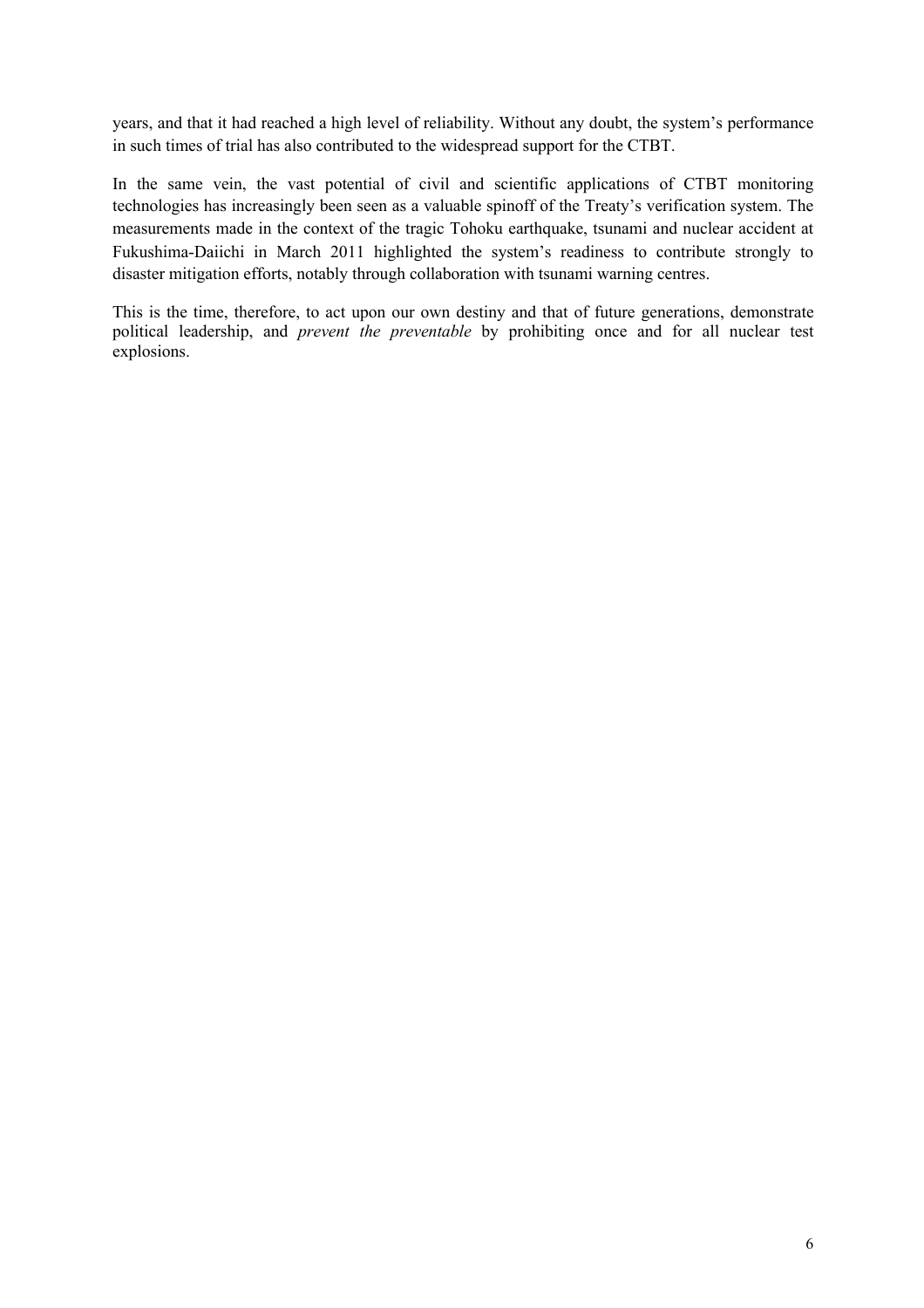years, and that it had reached a high level of reliability. Without any doubt, the system's performance in such times of trial has also contributed to the widespread support for the CTBT.

In the same vein, the vast potential of civil and scientific applications of CTBT monitoring technologies has increasingly been seen as a valuable spinoff of the Treaty's verification system. The measurements made in the context of the tragic Tohoku earthquake, tsunami and nuclear accident at Fukushima-Daiichi in March 2011 highlighted the system's readiness to contribute strongly to disaster mitigation efforts, notably through collaboration with tsunami warning centres.

This is the time, therefore, to act upon our own destiny and that of future generations, demonstrate political leadership, and *prevent the preventable* by prohibiting once and for all nuclear test explosions.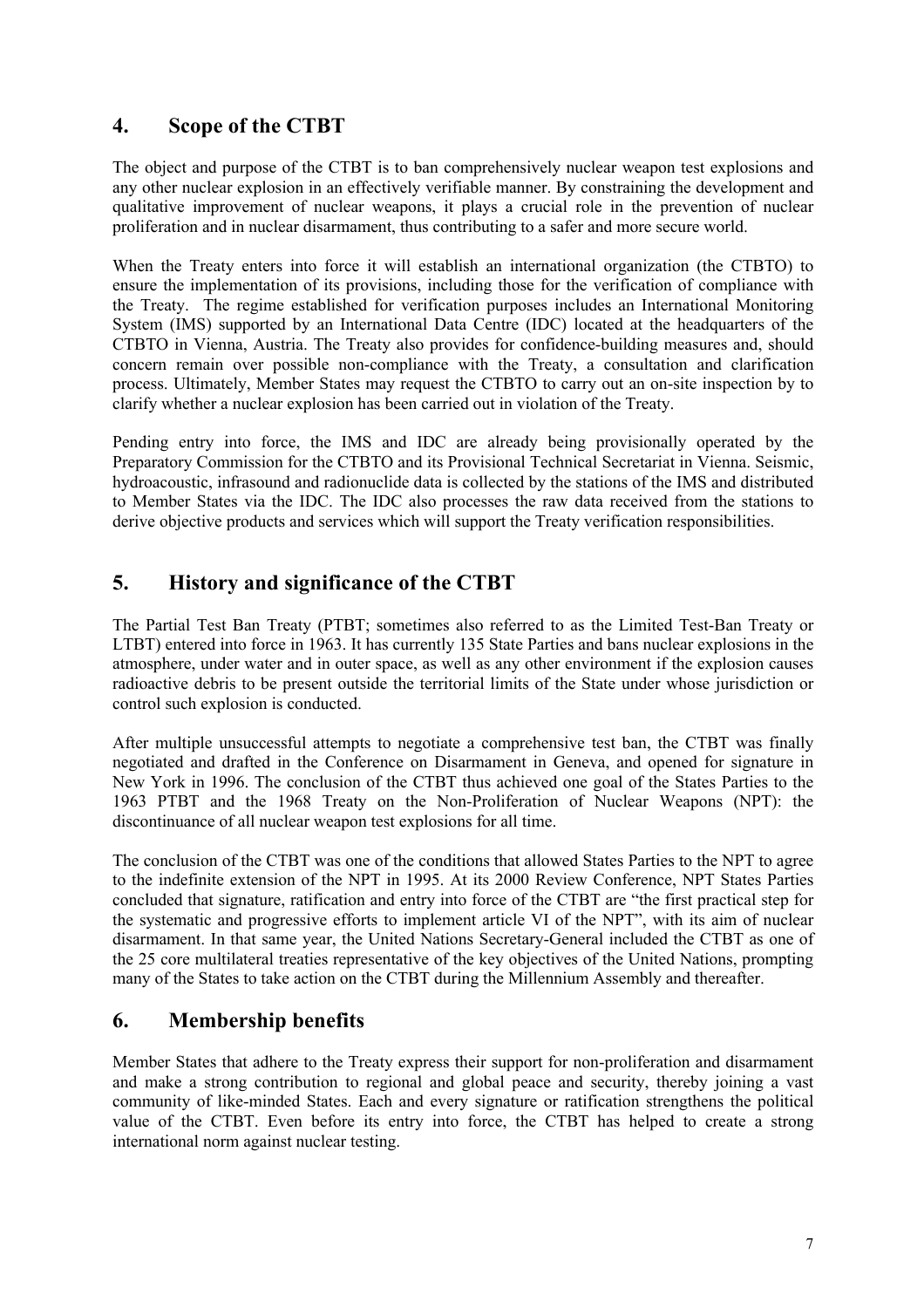## 4. Scope of the CTBT

The object and purpose of the CTBT is to ban comprehensively nuclear weapon test explosions and any other nuclear explosion in an effectively verifiable manner. By constraining the development and qualitative improvement of nuclear weapons, it plays a crucial role in the prevention of nuclear proliferation and in nuclear disarmament, thus contributing to a safer and more secure world.

When the Treaty enters into force it will establish an international organization (the CTBTO) to ensure the implementation of its provisions, including those for the verification of compliance with the Treaty. The regime established for verification purposes includes an International Monitoring System (IMS) supported by an International Data Centre (IDC) located at the headquarters of the CTBTO in Vienna, Austria. The Treaty also provides for confidence-building measures and, should concern remain over possible non-compliance with the Treaty, a consultation and clarification process. Ultimately, Member States may request the CTBTO to carry out an on-site inspection by to clarify whether a nuclear explosion has been carried out in violation of the Treaty.

Pending entry into force, the IMS and IDC are already being provisionally operated by the Preparatory Commission for the CTBTO and its Provisional Technical Secretariat in Vienna. Seismic, hydroacoustic, infrasound and radionuclide data is collected by the stations of the IMS and distributed to Member States via the IDC. The IDC also processes the raw data received from the stations to derive objective products and services which will support the Treaty verification responsibilities.

## 5. History and significance of the CTBT

The Partial Test Ban Treaty (PTBT; sometimes also referred to as the Limited Test-Ban Treaty or LTBT) entered into force in 1963. It has currently 135 State Parties and bans nuclear explosions in the atmosphere, under water and in outer space, as well as any other environment if the explosion causes radioactive debris to be present outside the territorial limits of the State under whose jurisdiction or control such explosion is conducted.

After multiple unsuccessful attempts to negotiate a comprehensive test ban, the CTBT was finally negotiated and drafted in the Conference on Disarmament in Geneva, and opened for signature in New York in 1996. The conclusion of the CTBT thus achieved one goal of the States Parties to the 1963 PTBT and the 1968 Treaty on the Non-Proliferation of Nuclear Weapons (NPT): the discontinuance of all nuclear weapon test explosions for all time.

The conclusion of the CTBT was one of the conditions that allowed States Parties to the NPT to agree to the indefinite extension of the NPT in 1995. At its 2000 Review Conference, NPT States Parties concluded that signature, ratification and entry into force of the CTBT are "the first practical step for the systematic and progressive efforts to implement article VI of the NPT", with its aim of nuclear disarmament. In that same year, the United Nations Secretary-General included the CTBT as one of the 25 core multilateral treaties representative of the key objectives of the United Nations, prompting many of the States to take action on the CTBT during the Millennium Assembly and thereafter.

## 6. Membership benefits

Member States that adhere to the Treaty express their support for non-proliferation and disarmament and make a strong contribution to regional and global peace and security, thereby joining a vast community of like-minded States. Each and every signature or ratification strengthens the political value of the CTBT. Even before its entry into force, the CTBT has helped to create a strong international norm against nuclear testing.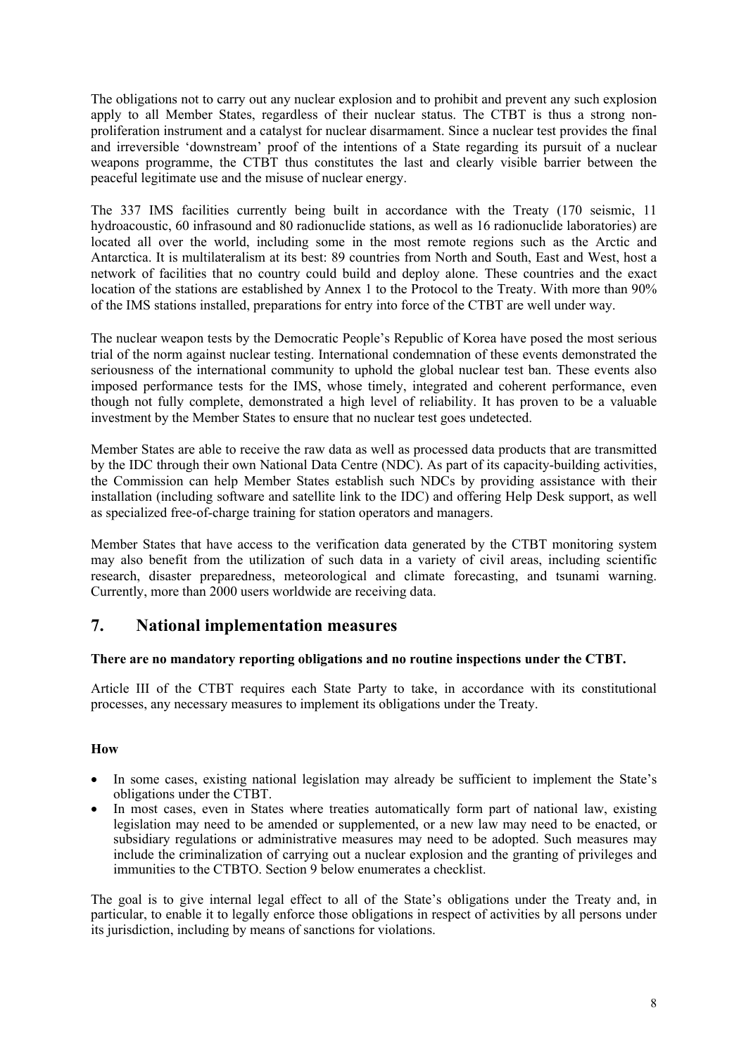The obligations not to carry out any nuclear explosion and to prohibit and prevent any such explosion apply to all Member States, regardless of their nuclear status. The CTBT is thus a strong non-proliferation instrument and a catalyst for nuclear disarmament. Since a nuclear test provides the final and irreversible 'downstream' proof of the intentions of a State regarding its pursuit of a nuclear weapons programme, the CTBT thus constitutes the last and clearly visible barrier between the peaceful legitimate use and the misuse of nuclear energy.

The 337 IMS facilities currently being built in accordance with the Treaty (170 seismic, 11 hydroacoustic, 60 infrasound and 80 radionuclide stations, as well as 16 radionuclide laboratories) are located all over the world, including some in the most remote regions such as the Arctic and Antarctica. It is multilateralism at its best: 89 countries from North and South, East and West, host a network of facilities that no country could build and deploy alone. These countries and the exact location of the stations are established by Annex 1 to the Protocol to the Treaty. With more than 90% of the IMS stations installed, preparations for entry into force of the CTBT are well under way.

The nuclear weapon tests by the Democratic People's Republic of Korea have posed the most serious trial of the norm against nuclear testing. International condemnation of these events demonstrated the seriousness of the international community to uphold the global nuclear test ban. These events also imposed performance tests for the IMS, whose timely, integrated and coherent performance, even though not fully complete, demonstrated a high level of reliability. It has proven to be a valuable investment by the Member States to ensure that no nuclear test goes undetected.

Member States are able to receive the raw data as well as processed data products that are transmitted by the IDC through their own National Data Centre (NDC). As part of its capacity-building activities, the Commission can help Member States establish such NDCs by providing assistance with their installation (including software and satellite link to the IDC) and offering Help Desk support, as well as specialized free-of-charge training for station operators and managers.

Member States that have access to the verification data generated by the CTBT monitoring system may also benefit from the utilization of such data in a variety of civil areas, including scientific research, disaster preparedness, meteorological and climate forecasting, and tsunami warning. Currently, more than 2000 users worldwide are receiving data.

## 7. National implementation measures

**There are no mandatory reporting obligations and no routine inspections under the CTBT.**

Article III of the CTBT requires each State Party to take, in accordance with its constitutional processes, any necessary measures to implement its obligations under the Treaty.

**How**

- In some cases, existing national legislation may already be sufficient to implement the State's obligations under the CTBT.
- In most cases, even in States where treaties automatically form part of national law, existing legislation may need to be amended or supplemented, or a new law may need to be enacted, or subsidiary regulations or administrative measures may need to be adopted. Such measures may include the criminalization of carrying out a nuclear explosion and the granting of privileges and immunities to the CTBTO. Section 9 below enumerates a checklist.

The goal is to give internal legal effect to all of the State's obligations under the Treaty and, in particular, to enable it to legally enforce those obligations in respect of activities by all persons under its jurisdiction, including by means of sanctions for violations.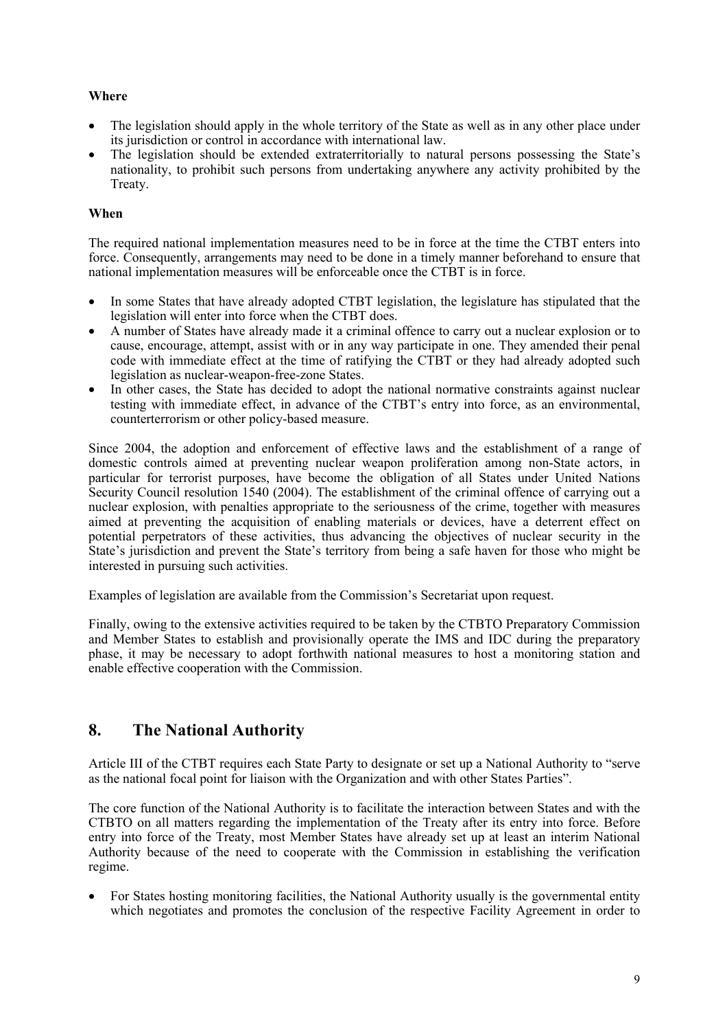**Where**

- The legislation should apply in the whole territory of the State as well as in any other place under its jurisdiction or control in accordance with international law.
- The legislation should be extended extraterritorially to natural persons possessing the State's nationality, to prohibit such persons from undertaking anywhere any activity prohibited by the Treaty.

**When**

The required national implementation measures need to be in force at the time the CTBT enters into force. Consequently, arrangements may need to be done in a timely manner beforehand to ensure that national implementation measures will be enforceable once the CTBT is in force.

- In some States that have already adopted CTBT legislation, the legislature has stipulated that the legislation will enter into force when the CTBT does.
- A number of States have already made it a criminal offence to carry out a nuclear explosion or to cause, encourage, attempt, assist with or in any way participate in one. They amended their penal code with immediate effect at the time of ratifying the CTBT or they had already adopted such legislation as nuclear-weapon-free-zone States.
- In other cases, the State has decided to adopt the national normative constraints against nuclear testing with immediate effect, in advance of the CTBT's entry into force, as an environmental, counterterrorism or other policy-based measure.

Since 2004, the adoption and enforcement of effective laws and the establishment of a range of domestic controls aimed at preventing nuclear weapon proliferation among non-State actors, in particular for terrorist purposes, have become the obligation of all States under United Nations Security Council resolution 1540 (2004). The establishment of the criminal offence of carrying out a nuclear explosion, with penalties appropriate to the seriousness of the crime, together with measures aimed at preventing the acquisition of enabling materials or devices, have a deterrent effect on potential perpetrators of these activities, thus advancing the objectives of nuclear security in the State's jurisdiction and prevent the State's territory from being a safe haven for those who might be interested in pursuing such activities.

Examples of legislation are available from the Commission's Secretariat upon request.

Finally, owing to the extensive activities required to be taken by the CTBTO Preparatory Commission and Member States to establish and provisionally operate the IMS and IDC during the preparatory phase, it may be necessary to adopt forthwith national measures to host a monitoring station and enable effective cooperation with the Commission.

## 8. The National Authority

Article III of the CTBT requires each State Party to designate or set up a National Authority to "serve as the national focal point for liaison with the Organization and with other States Parties".

The core function of the National Authority is to facilitate the interaction between States and with the CTBTO on all matters regarding the implementation of the Treaty after its entry into force. Before entry into force of the Treaty, most Member States have already set up at least an interim National Authority because of the need to cooperate with the Commission in establishing the verification regime.

- For States hosting monitoring facilities, the National Authority usually is the governmental entity which negotiates and promotes the conclusion of the respective Facility Agreement in order to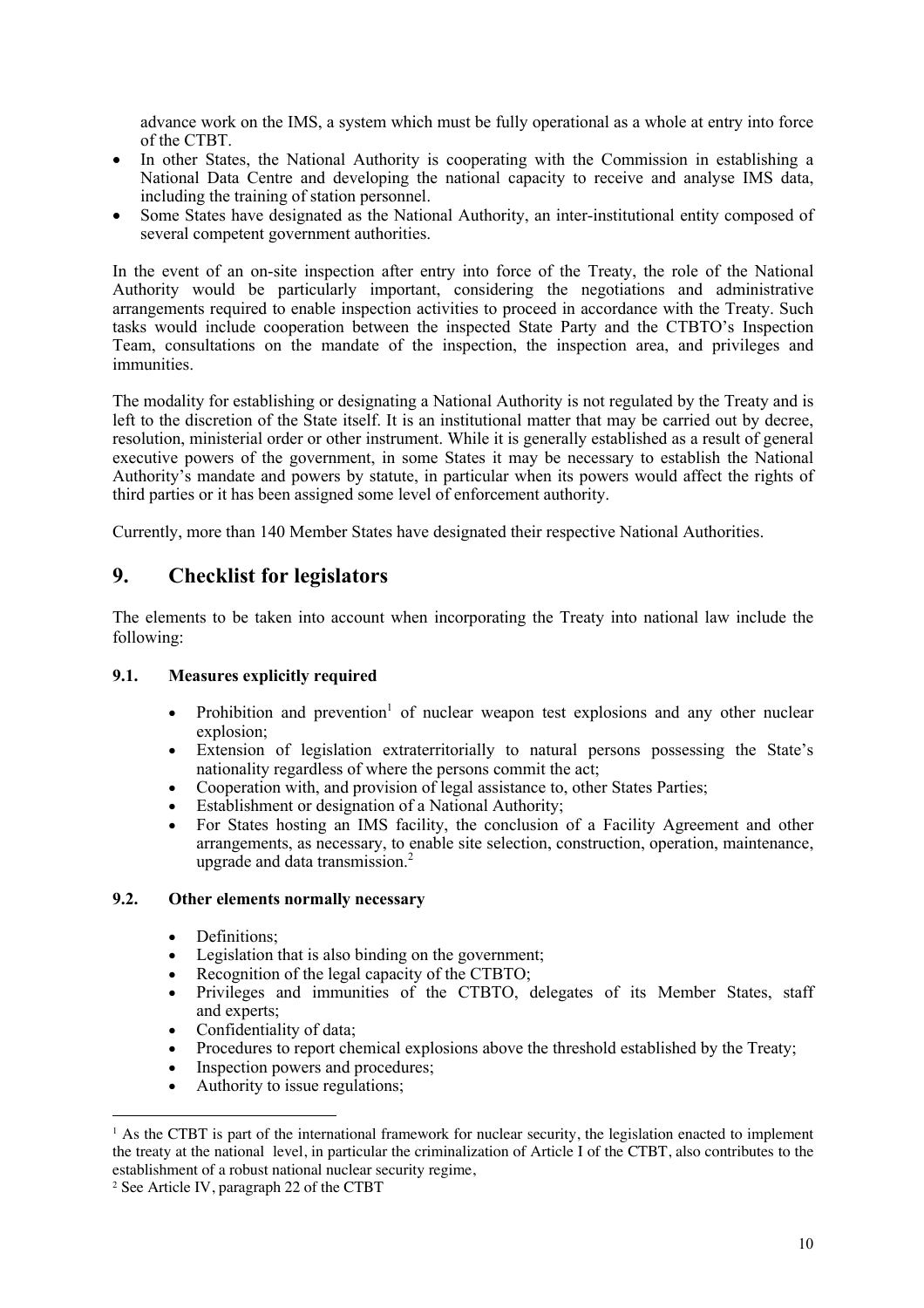advance work on the IMS, a system which must be fully operational as a whole at entry into force of the CTBT.

- In other States, the National Authority is cooperating with the Commission in establishing a National Data Centre and developing the national capacity to receive and analyse IMS data, including the training of station personnel.
- Some States have designated as the National Authority, an inter-institutional entity composed of several competent government authorities.

In the event of an on-site inspection after entry into force of the Treaty, the role of the National Authority would be particularly important, considering the negotiations and administrative arrangements required to enable inspection activities to proceed in accordance with the Treaty. Such tasks would include cooperation between the inspected State Party and the CTBTO's Inspection Team, consultations on the mandate of the inspection, the inspection area, and privileges and immunities.

The modality for establishing or designating a National Authority is not regulated by the Treaty and is left to the discretion of the State itself. It is an institutional matter that may be carried out by decree, resolution, ministerial order or other instrument. While it is generally established as a result of general executive powers of the government, in some States it may be necessary to establish the National Authority's mandate and powers by statute, in particular when its powers would affect the rights of third parties or it has been assigned some level of enforcement authority.

Currently, more than 140 Member States have designated their respective National Authorities.

## 9. Checklist for legislators

The elements to be taken into account when incorporating the Treaty into national law include the following:

### 9.1. Measures explicitly required

- Prohibition and prevention[1] of nuclear weapon test explosions and any other nuclear explosion;
- Extension of legislation extraterritorially to natural persons possessing the State's nationality regardless of where the persons commit the act;
- Cooperation with, and provision of legal assistance to, other States Parties;
- Establishment or designation of a National Authority;
- For States hosting an IMS facility, the conclusion of a Facility Agreement and other arrangements, as necessary, to enable site selection, construction, operation, maintenance, upgrade and data transmission.[2]

### 9.2. Other elements normally necessary

- Definitions;
- Legislation that is also binding on the government;
- Recognition of the legal capacity of the CTBTO;
- Privileges and immunities of the CTBTO, delegates of its Member States, staff and experts;
- Confidentiality of data;
- Procedures to report chemical explosions above the threshold established by the Treaty;
- Inspection powers and procedures;
- Authority to issue regulations;

---

[1] As the CTBT is part of the international framework for nuclear security, the legislation enacted to implement the treaty at the national level, in particular the criminalization of Article I of the CTBT, also contributes to the establishment of a robust national nuclear security regime,

[2] See Article IV, paragraph 22 of the CTBT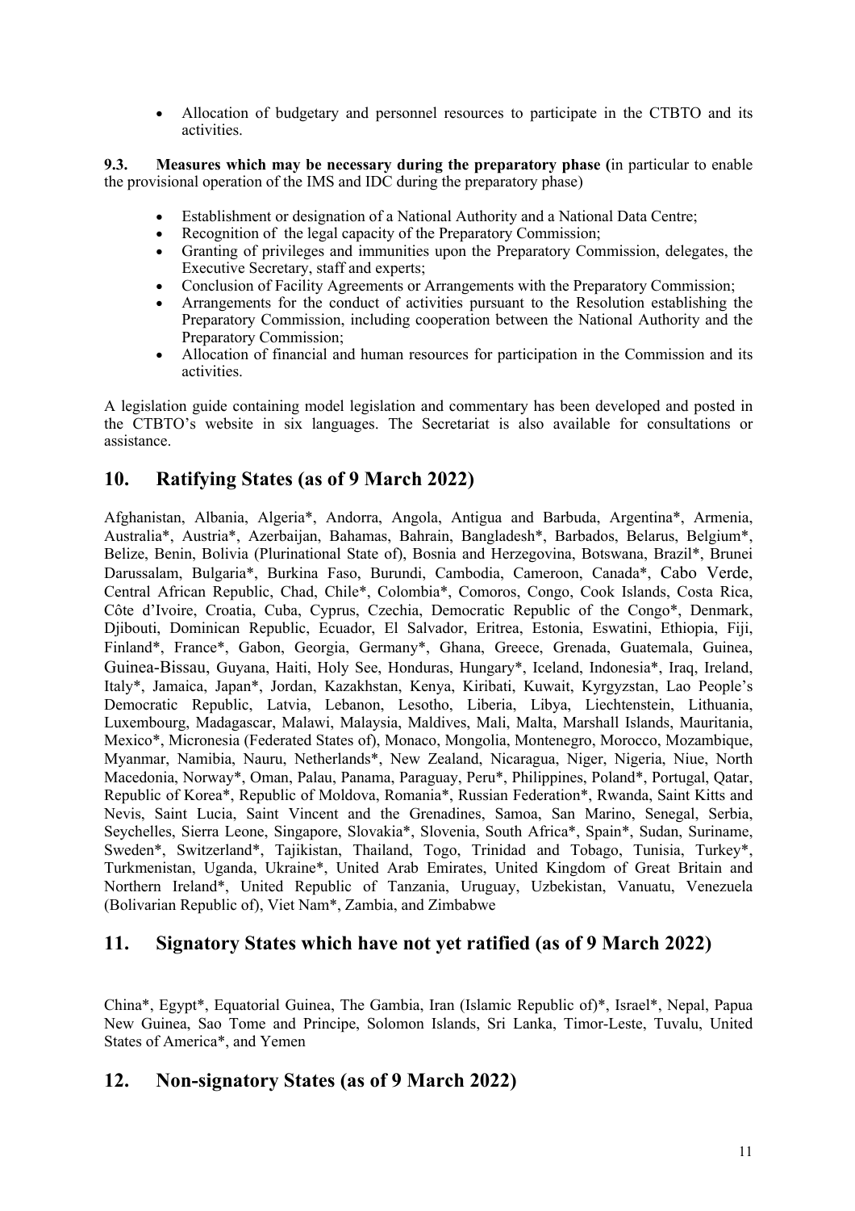- Allocation of budgetary and personnel resources to participate in the CTBTO and its activities.

**9.3. Measures which may be necessary during the preparatory phase (**in particular to enable the provisional operation of the IMS and IDC during the preparatory phase)

- Establishment or designation of a National Authority and a National Data Centre;
- Recognition of the legal capacity of the Preparatory Commission;
- Granting of privileges and immunities upon the Preparatory Commission, delegates, the Executive Secretary, staff and experts;
- Conclusion of Facility Agreements or Arrangements with the Preparatory Commission;
- Arrangements for the conduct of activities pursuant to the Resolution establishing the Preparatory Commission, including cooperation between the National Authority and the Preparatory Commission;
- Allocation of financial and human resources for participation in the Commission and its activities.

A legislation guide containing model legislation and commentary has been developed and posted in the CTBTO's website in six languages. The Secretariat is also available for consultations or assistance.

## 10. Ratifying States (as of 9 March 2022)

Afghanistan, Albania, Algeria*, Andorra, Angola, Antigua and Barbuda, Argentina*, Armenia, Australia*, Austria*, Azerbaijan, Bahamas, Bahrain, Bangladesh*, Barbados, Belarus, Belgium*, Belize, Benin, Bolivia (Plurinational State of), Bosnia and Herzegovina, Botswana, Brazil*, Brunei Darussalam, Bulgaria*, Burkina Faso, Burundi, Cambodia, Cameroon, Canada*, Cabo Verde, Central African Republic, Chad, Chile*, Colombia*, Comoros, Congo, Cook Islands, Costa Rica, Côte d'Ivoire, Croatia, Cuba, Cyprus, Czechia, Democratic Republic of the Congo*, Denmark, Djibouti, Dominican Republic, Ecuador, El Salvador, Eritrea, Estonia, Eswatini, Ethiopia, Fiji, Finland*, France*, Gabon, Georgia, Germany*, Ghana, Greece, Grenada, Guatemala, Guinea, Guinea-Bissau, Guyana, Haiti, Holy See, Honduras, Hungary*, Iceland, Indonesia*, Iraq, Ireland, Italy*, Jamaica, Japan*, Jordan, Kazakhstan, Kenya, Kiribati, Kuwait, Kyrgyzstan, Lao People's Democratic Republic, Latvia, Lebanon, Lesotho, Liberia, Libya, Liechtenstein, Lithuania, Luxembourg, Madagascar, Malawi, Malaysia, Maldives, Mali, Malta, Marshall Islands, Mauritania, Mexico*, Micronesia (Federated States of), Monaco, Mongolia, Montenegro, Morocco, Mozambique, Myanmar, Namibia, Nauru, Netherlands*, New Zealand, Nicaragua, Niger, Nigeria, Niue, North Macedonia, Norway*, Oman, Palau, Panama, Paraguay, Peru*, Philippines, Poland*, Portugal, Qatar, Republic of Korea*, Republic of Moldova, Romania*, Russian Federation*, Rwanda, Saint Kitts and Nevis, Saint Lucia, Saint Vincent and the Grenadines, Samoa, San Marino, Senegal, Serbia, Seychelles, Sierra Leone, Singapore, Slovakia*, Slovenia, South Africa*, Spain*, Sudan, Suriname, Sweden*, Switzerland*, Tajikistan, Thailand, Togo, Trinidad and Tobago, Tunisia, Turkey*, Turkmenistan, Uganda, Ukraine*, United Arab Emirates, United Kingdom of Great Britain and Northern Ireland*, United Republic of Tanzania, Uruguay, Uzbekistan, Vanuatu, Venezuela (Bolivarian Republic of), Viet Nam*, Zambia, and Zimbabwe

## 11. Signatory States which have not yet ratified (as of 9 March 2022)

China*, Egypt*, Equatorial Guinea, The Gambia, Iran (Islamic Republic of)*, Israel*, Nepal, Papua New Guinea, Sao Tome and Principe, Solomon Islands, Sri Lanka, Timor-Leste, Tuvalu, United States of America*, and Yemen

## 12. Non-signatory States (as of 9 March 2022)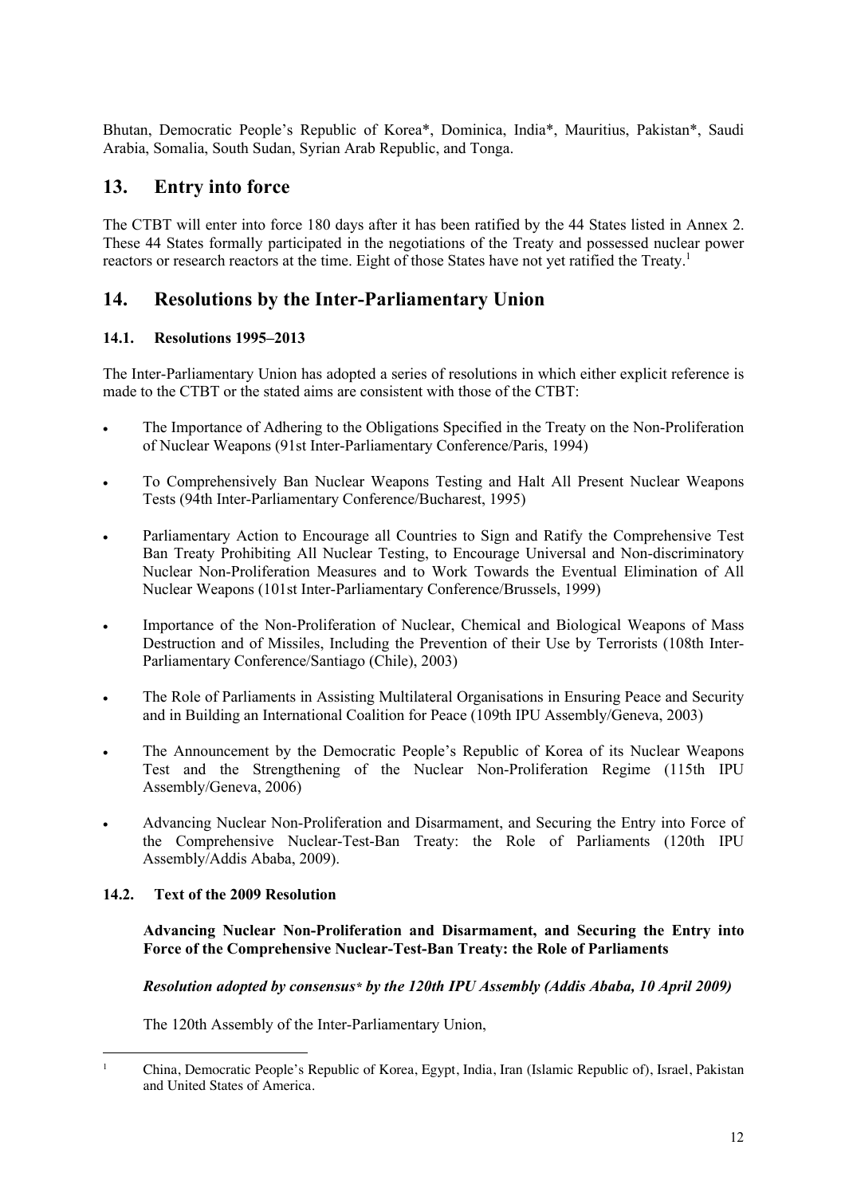Bhutan, Democratic People's Republic of Korea*, Dominica, India*, Mauritius, Pakistan*, Saudi Arabia, Somalia, South Sudan, Syrian Arab Republic, and Tonga.

## 13. Entry into force

The CTBT will enter into force 180 days after it has been ratified by the 44 States listed in Annex 2. These 44 States formally participated in the negotiations of the Treaty and possessed nuclear power reactors or research reactors at the time. Eight of those States have not yet ratified the Treaty.[1]

## 14. Resolutions by the Inter-Parliamentary Union

### 14.1. Resolutions 1995–2013

The Inter-Parliamentary Union has adopted a series of resolutions in which either explicit reference is made to the CTBT or the stated aims are consistent with those of the CTBT:

- The Importance of Adhering to the Obligations Specified in the Treaty on the Non-Proliferation of Nuclear Weapons (91st Inter-Parliamentary Conference/Paris, 1994)
- To Comprehensively Ban Nuclear Weapons Testing and Halt All Present Nuclear Weapons Tests (94th Inter-Parliamentary Conference/Bucharest, 1995)
- Parliamentary Action to Encourage all Countries to Sign and Ratify the Comprehensive Test Ban Treaty Prohibiting All Nuclear Testing, to Encourage Universal and Non-discriminatory Nuclear Non-Proliferation Measures and to Work Towards the Eventual Elimination of All Nuclear Weapons (101st Inter-Parliamentary Conference/Brussels, 1999)
- Importance of the Non-Proliferation of Nuclear, Chemical and Biological Weapons of Mass Destruction and of Missiles, Including the Prevention of their Use by Terrorists (108th Inter-Parliamentary Conference/Santiago (Chile), 2003)
- The Role of Parliaments in Assisting Multilateral Organisations in Ensuring Peace and Security and in Building an International Coalition for Peace (109th IPU Assembly/Geneva, 2003)
- The Announcement by the Democratic People's Republic of Korea of its Nuclear Weapons Test and the Strengthening of the Nuclear Non-Proliferation Regime (115th IPU Assembly/Geneva, 2006)
- Advancing Nuclear Non-Proliferation and Disarmament, and Securing the Entry into Force of the Comprehensive Nuclear-Test-Ban Treaty: the Role of Parliaments (120th IPU Assembly/Addis Ababa, 2009).

### 14.2. Text of the 2009 Resolution

**Advancing Nuclear Non-Proliferation and Disarmament, and Securing the Entry into Force of the Comprehensive Nuclear-Test-Ban Treaty: the Role of Parliaments**

***Resolution adopted by consensus\* by the 120th IPU Assembly (Addis Ababa, 10 April 2009)***

The 120th Assembly of the Inter-Parliamentary Union,

[1] China, Democratic People's Republic of Korea, Egypt, India, Iran (Islamic Republic of), Israel, Pakistan and United States of America.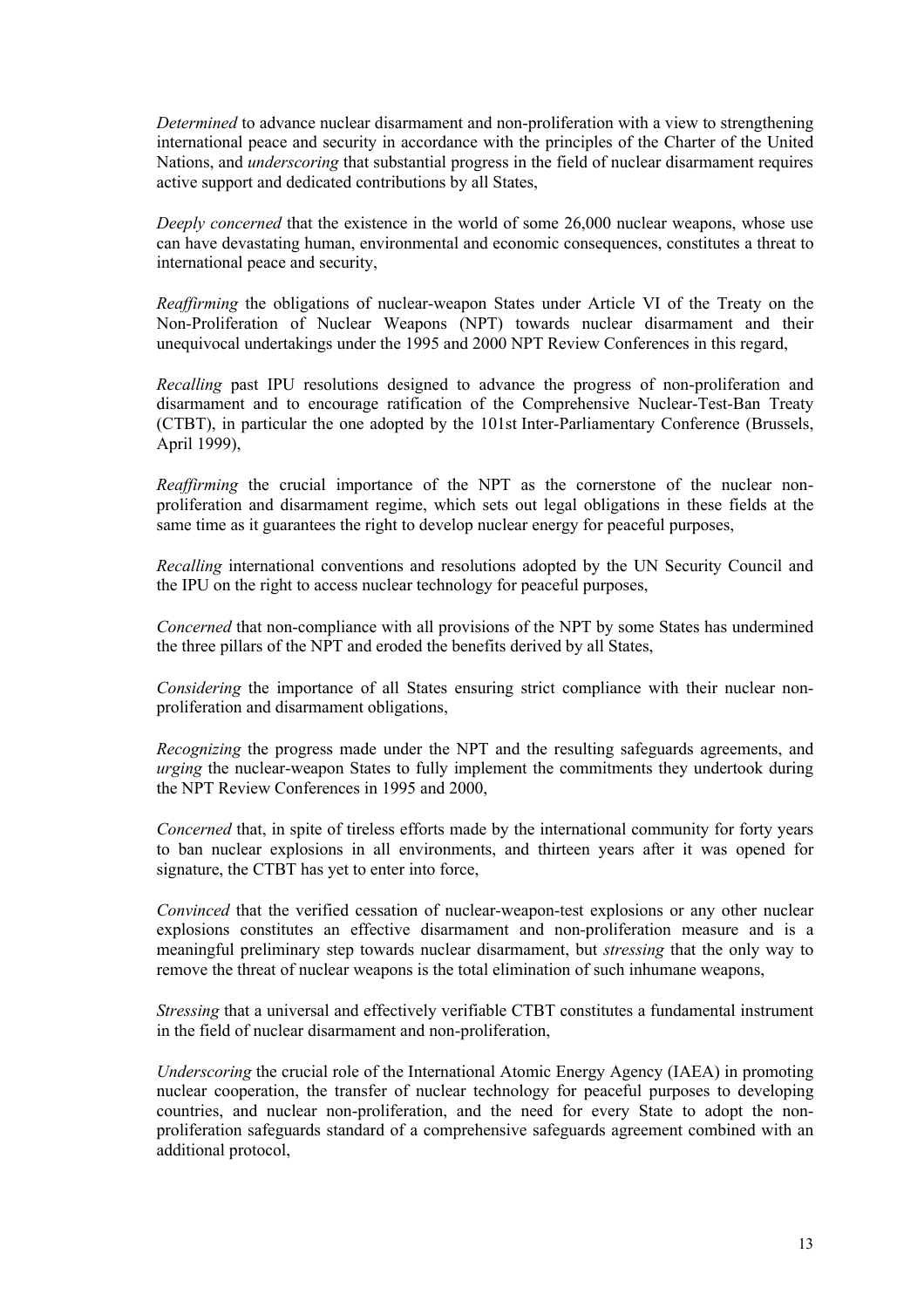*Determined* to advance nuclear disarmament and non-proliferation with a view to strengthening international peace and security in accordance with the principles of the Charter of the United Nations, and *underscoring* that substantial progress in the field of nuclear disarmament requires active support and dedicated contributions by all States,

*Deeply concerned* that the existence in the world of some 26,000 nuclear weapons, whose use can have devastating human, environmental and economic consequences, constitutes a threat to international peace and security,

*Reaffirming* the obligations of nuclear-weapon States under Article VI of the Treaty on the Non-Proliferation of Nuclear Weapons (NPT) towards nuclear disarmament and their unequivocal undertakings under the 1995 and 2000 NPT Review Conferences in this regard,

*Recalling* past IPU resolutions designed to advance the progress of non-proliferation and disarmament and to encourage ratification of the Comprehensive Nuclear-Test-Ban Treaty (CTBT), in particular the one adopted by the 101st Inter-Parliamentary Conference (Brussels, April 1999),

*Reaffirming* the crucial importance of the NPT as the cornerstone of the nuclear non-proliferation and disarmament regime, which sets out legal obligations in these fields at the same time as it guarantees the right to develop nuclear energy for peaceful purposes,

*Recalling* international conventions and resolutions adopted by the UN Security Council and the IPU on the right to access nuclear technology for peaceful purposes,

*Concerned* that non-compliance with all provisions of the NPT by some States has undermined the three pillars of the NPT and eroded the benefits derived by all States,

*Considering* the importance of all States ensuring strict compliance with their nuclear non-proliferation and disarmament obligations,

*Recognizing* the progress made under the NPT and the resulting safeguards agreements, and *urging* the nuclear-weapon States to fully implement the commitments they undertook during the NPT Review Conferences in 1995 and 2000,

*Concerned* that, in spite of tireless efforts made by the international community for forty years to ban nuclear explosions in all environments, and thirteen years after it was opened for signature, the CTBT has yet to enter into force,

*Convinced* that the verified cessation of nuclear-weapon-test explosions or any other nuclear explosions constitutes an effective disarmament and non-proliferation measure and is a meaningful preliminary step towards nuclear disarmament, but *stressing* that the only way to remove the threat of nuclear weapons is the total elimination of such inhumane weapons,

*Stressing* that a universal and effectively verifiable CTBT constitutes a fundamental instrument in the field of nuclear disarmament and non-proliferation,

*Underscoring* the crucial role of the International Atomic Energy Agency (IAEA) in promoting nuclear cooperation, the transfer of nuclear technology for peaceful purposes to developing countries, and nuclear non-proliferation, and the need for every State to adopt the non-proliferation safeguards standard of a comprehensive safeguards agreement combined with an additional protocol,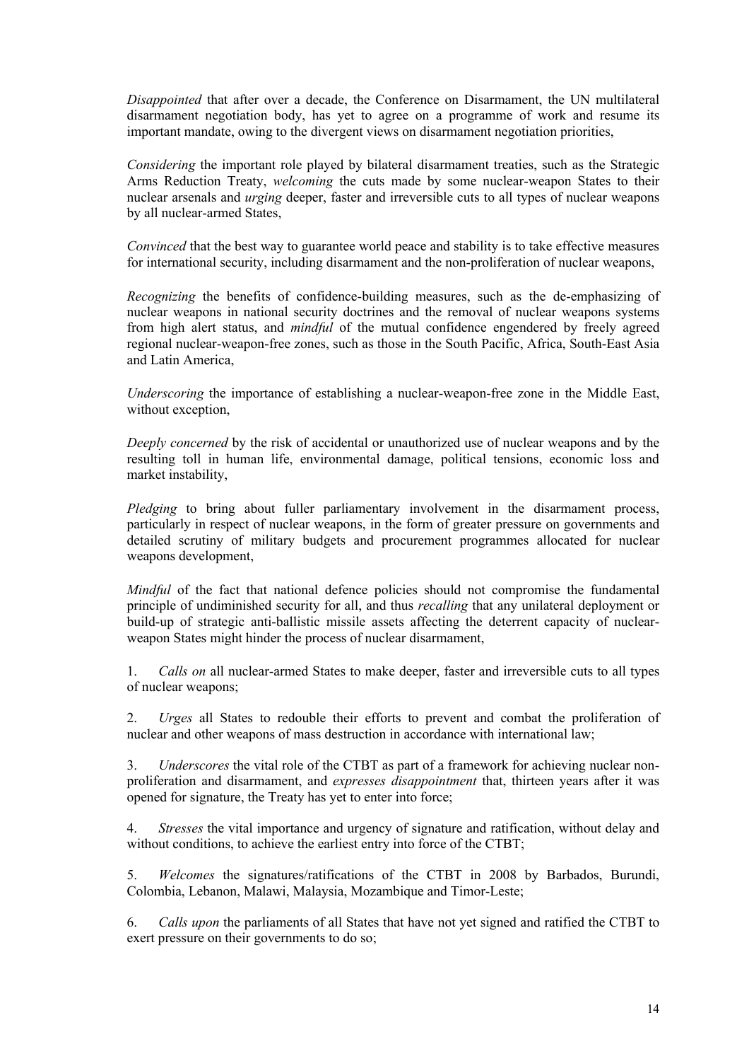*Disappointed* that after over a decade, the Conference on Disarmament, the UN multilateral disarmament negotiation body, has yet to agree on a programme of work and resume its important mandate, owing to the divergent views on disarmament negotiation priorities,

*Considering* the important role played by bilateral disarmament treaties, such as the Strategic Arms Reduction Treaty, *welcoming* the cuts made by some nuclear-weapon States to their nuclear arsenals and *urging* deeper, faster and irreversible cuts to all types of nuclear weapons by all nuclear-armed States,

*Convinced* that the best way to guarantee world peace and stability is to take effective measures for international security, including disarmament and the non-proliferation of nuclear weapons,

*Recognizing* the benefits of confidence-building measures, such as the de-emphasizing of nuclear weapons in national security doctrines and the removal of nuclear weapons systems from high alert status, and *mindful* of the mutual confidence engendered by freely agreed regional nuclear-weapon-free zones, such as those in the South Pacific, Africa, South-East Asia and Latin America,

*Underscoring* the importance of establishing a nuclear-weapon-free zone in the Middle East, without exception,

*Deeply concerned* by the risk of accidental or unauthorized use of nuclear weapons and by the resulting toll in human life, environmental damage, political tensions, economic loss and market instability,

*Pledging* to bring about fuller parliamentary involvement in the disarmament process, particularly in respect of nuclear weapons, in the form of greater pressure on governments and detailed scrutiny of military budgets and procurement programmes allocated for nuclear weapons development,

*Mindful* of the fact that national defence policies should not compromise the fundamental principle of undiminished security for all, and thus *recalling* that any unilateral deployment or build-up of strategic anti-ballistic missile assets affecting the deterrent capacity of nuclear-weapon States might hinder the process of nuclear disarmament,

1. *Calls on* all nuclear-armed States to make deeper, faster and irreversible cuts to all types of nuclear weapons;

2. *Urges* all States to redouble their efforts to prevent and combat the proliferation of nuclear and other weapons of mass destruction in accordance with international law;

3. *Underscores* the vital role of the CTBT as part of a framework for achieving nuclear non-proliferation and disarmament, and *expresses disappointment* that, thirteen years after it was opened for signature, the Treaty has yet to enter into force;

4. *Stresses* the vital importance and urgency of signature and ratification, without delay and without conditions, to achieve the earliest entry into force of the CTBT;

5. *Welcomes* the signatures/ratifications of the CTBT in 2008 by Barbados, Burundi, Colombia, Lebanon, Malawi, Malaysia, Mozambique and Timor-Leste;

6. *Calls upon* the parliaments of all States that have not yet signed and ratified the CTBT to exert pressure on their governments to do so;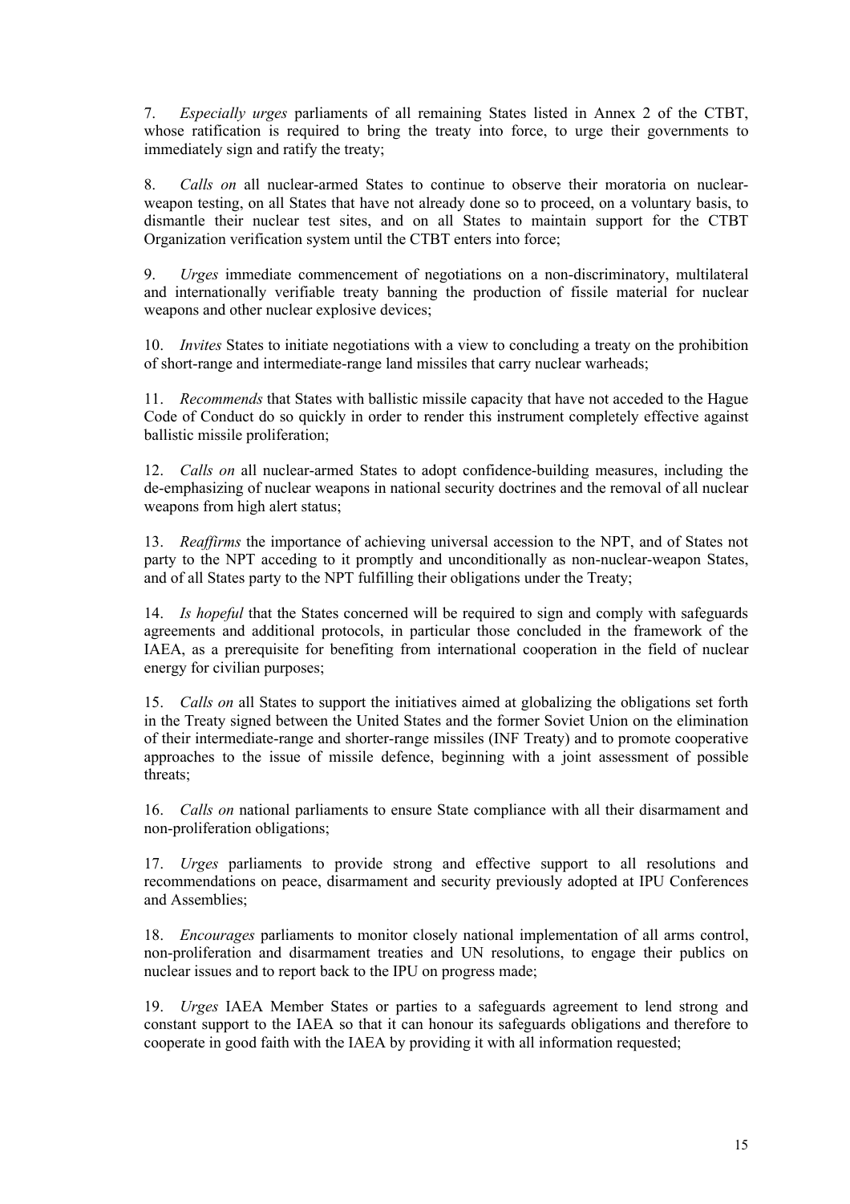7. *Especially urges* parliaments of all remaining States listed in Annex 2 of the CTBT, whose ratification is required to bring the treaty into force, to urge their governments to immediately sign and ratify the treaty;

8. *Calls on* all nuclear-armed States to continue to observe their moratoria on nuclear-weapon testing, on all States that have not already done so to proceed, on a voluntary basis, to dismantle their nuclear test sites, and on all States to maintain support for the CTBT Organization verification system until the CTBT enters into force;

9. *Urges* immediate commencement of negotiations on a non-discriminatory, multilateral and internationally verifiable treaty banning the production of fissile material for nuclear weapons and other nuclear explosive devices;

10. *Invites* States to initiate negotiations with a view to concluding a treaty on the prohibition of short-range and intermediate-range land missiles that carry nuclear warheads;

11. *Recommends* that States with ballistic missile capacity that have not acceded to the Hague Code of Conduct do so quickly in order to render this instrument completely effective against ballistic missile proliferation;

12. *Calls on* all nuclear-armed States to adopt confidence-building measures, including the de-emphasizing of nuclear weapons in national security doctrines and the removal of all nuclear weapons from high alert status;

13. *Reaffirms* the importance of achieving universal accession to the NPT, and of States not party to the NPT acceding to it promptly and unconditionally as non-nuclear-weapon States, and of all States party to the NPT fulfilling their obligations under the Treaty;

14. *Is hopeful* that the States concerned will be required to sign and comply with safeguards agreements and additional protocols, in particular those concluded in the framework of the IAEA, as a prerequisite for benefiting from international cooperation in the field of nuclear energy for civilian purposes;

15. *Calls on* all States to support the initiatives aimed at globalizing the obligations set forth in the Treaty signed between the United States and the former Soviet Union on the elimination of their intermediate-range and shorter-range missiles (INF Treaty) and to promote cooperative approaches to the issue of missile defence, beginning with a joint assessment of possible threats;

16. *Calls on* national parliaments to ensure State compliance with all their disarmament and non-proliferation obligations;

17. *Urges* parliaments to provide strong and effective support to all resolutions and recommendations on peace, disarmament and security previously adopted at IPU Conferences and Assemblies;

18. *Encourages* parliaments to monitor closely national implementation of all arms control, non-proliferation and disarmament treaties and UN resolutions, to engage their publics on nuclear issues and to report back to the IPU on progress made;

19. *Urges* IAEA Member States or parties to a safeguards agreement to lend strong and constant support to the IAEA so that it can honour its safeguards obligations and therefore to cooperate in good faith with the IAEA by providing it with all information requested;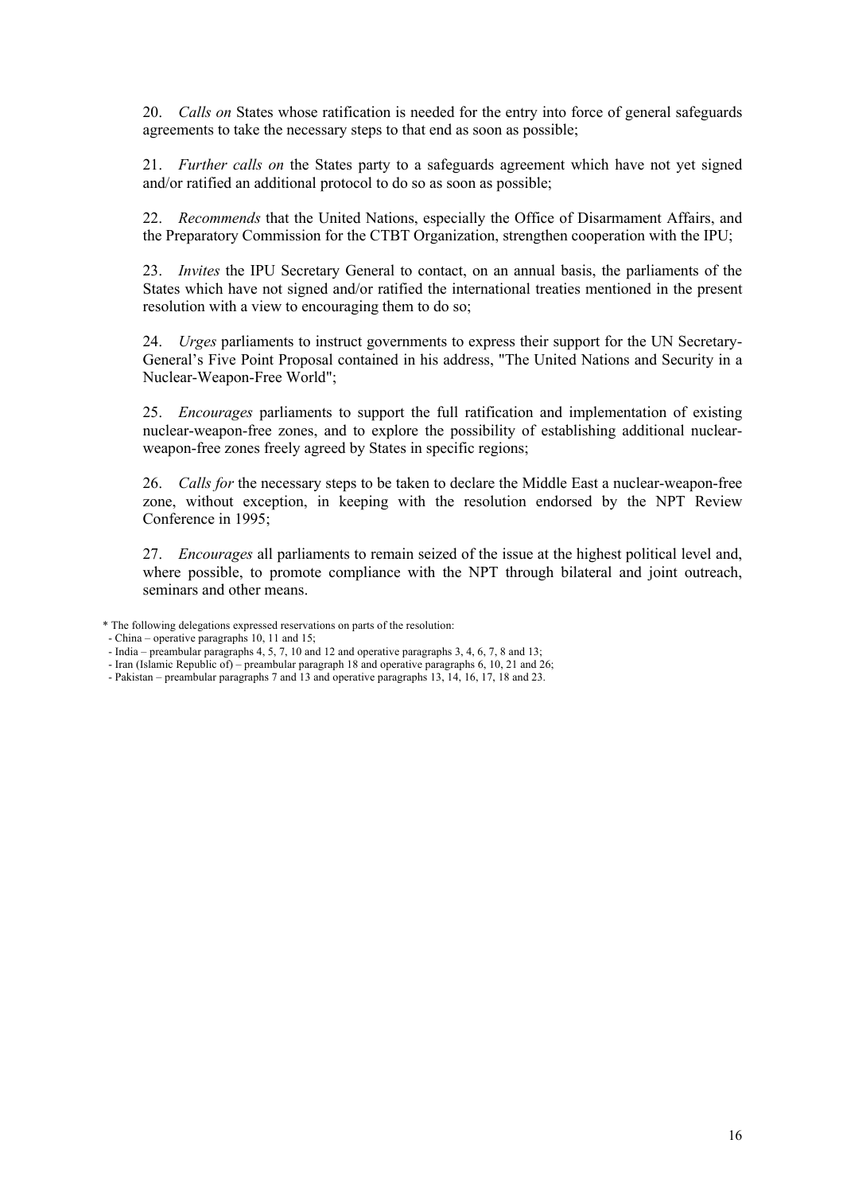20. *Calls on* States whose ratification is needed for the entry into force of general safeguards agreements to take the necessary steps to that end as soon as possible;

21. *Further calls on* the States party to a safeguards agreement which have not yet signed and/or ratified an additional protocol to do so as soon as possible;

22. *Recommends* that the United Nations, especially the Office of Disarmament Affairs, and the Preparatory Commission for the CTBT Organization, strengthen cooperation with the IPU;

23. *Invites* the IPU Secretary General to contact, on an annual basis, the parliaments of the States which have not signed and/or ratified the international treaties mentioned in the present resolution with a view to encouraging them to do so;

24. *Urges* parliaments to instruct governments to express their support for the UN Secretary-General's Five Point Proposal contained in his address, "The United Nations and Security in a Nuclear-Weapon-Free World";

25. *Encourages* parliaments to support the full ratification and implementation of existing nuclear-weapon-free zones, and to explore the possibility of establishing additional nuclear-weapon-free zones freely agreed by States in specific regions;

26. *Calls for* the necessary steps to be taken to declare the Middle East a nuclear-weapon-free zone, without exception, in keeping with the resolution endorsed by the NPT Review Conference in 1995;

27. *Encourages* all parliaments to remain seized of the issue at the highest political level and, where possible, to promote compliance with the NPT through bilateral and joint outreach, seminars and other means.

\* The following delegations expressed reservations on parts of the resolution:

- China – operative paragraphs 10, 11 and 15;
- India – preambular paragraphs 4, 5, 7, 10 and 12 and operative paragraphs 3, 4, 6, 7, 8 and 13;
- Iran (Islamic Republic of) – preambular paragraph 18 and operative paragraphs 6, 10, 21 and 26;
- Pakistan – preambular paragraphs 7 and 13 and operative paragraphs 13, 14, 16, 17, 18 and 23.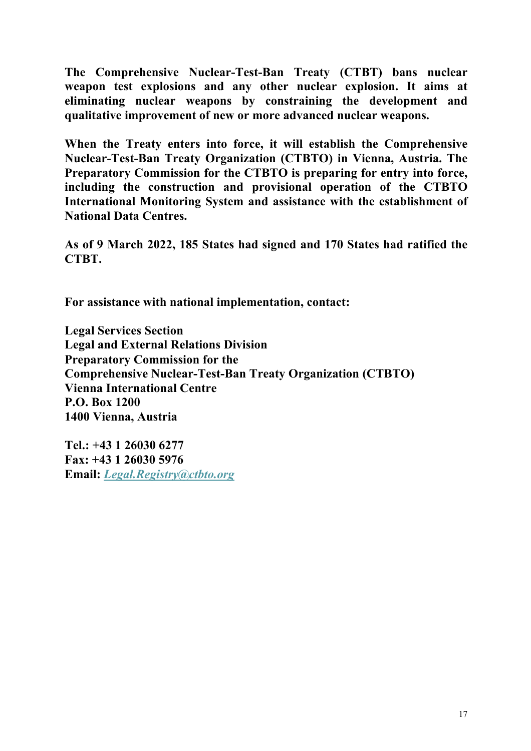**The Comprehensive Nuclear-Test-Ban Treaty (CTBT) bans nuclear weapon test explosions and any other nuclear explosion. It aims at eliminating nuclear weapons by constraining the development and qualitative improvement of new or more advanced nuclear weapons.**

**When the Treaty enters into force, it will establish the Comprehensive Nuclear-Test-Ban Treaty Organization (CTBTO) in Vienna, Austria. The Preparatory Commission for the CTBTO is preparing for entry into force, including the construction and provisional operation of the CTBTO International Monitoring System and assistance with the establishment of National Data Centres.**

**As of 9 March 2022, 185 States had signed and 170 States had ratified the CTBT.**

**For assistance with national implementation, contact:**

**Legal Services Section**
**Legal and External Relations Division**
**Preparatory Commission for the**
**Comprehensive Nuclear-Test-Ban Treaty Organization (CTBTO)**
**Vienna International Centre**
**P.O. Box 1200**
**1400 Vienna, Austria**

**Tel.: +43 1 26030 6277**
**Fax: +43 1 26030 5976**
**Email: *Legal.Registry@ctbto.org***